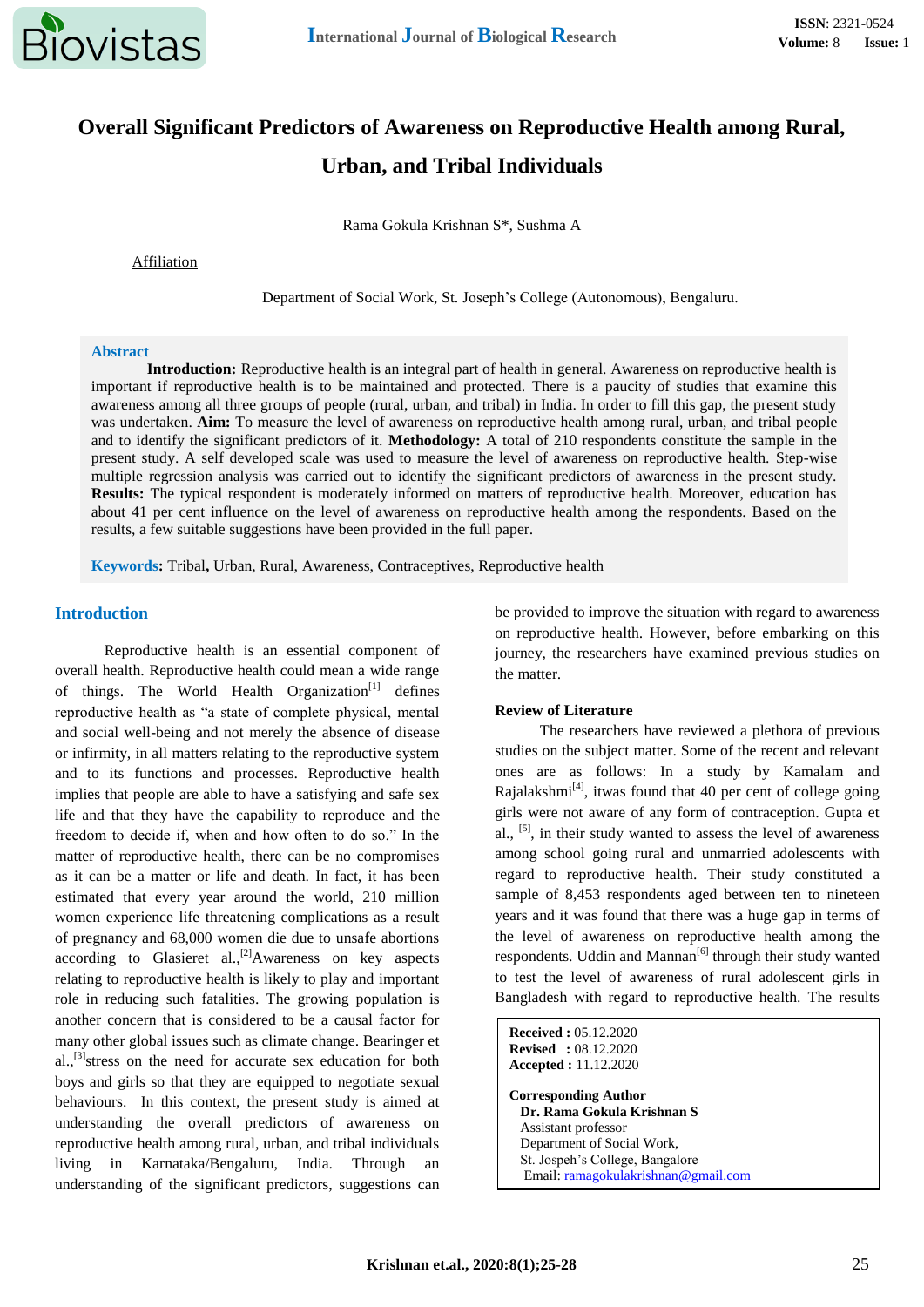# Overall Significant Predictors of Awareness on Reproductive Health among Rural, Urban, and Tribal Individuals

Rama Gokula Krishnan S*, Sushma A

Affiliation

Department of Social Work, St. Joseph's College (Autonomous), Bengaluru.

## Abstract

**Introduction:** Reproductive health is an integral part of health in general. Awareness on reproductive health is important if reproductive health is to be maintained and protected. There is a paucity of studies that examine this awareness among all three groups of people (rural, urban, and tribal) in India. In order to fill this gap, the present study was undertaken. **Aim:** To measure the level of awareness on reproductive health among rural, urban, and tribal people and to identify the significant predictors of it. **Methodology:** A total of 210 respondents constitute the sample in the present study. A self developed scale was used to measure the level of awareness on reproductive health. Step-wise multiple regression analysis was carried out to identify the significant predictors of awareness in the present study. **Results:** The typical respondent is moderately informed on matters of reproductive health. Moreover, education has about 41 per cent influence on the level of awareness on reproductive health among the respondents. Based on the results, a few suitable suggestions have been provided in the full paper.

**Keywords:** Tribal, Urban, Rural, Awareness, Contraceptives, Reproductive health

## Introduction

Reproductive health is an essential component of overall health. Reproductive health could mean a wide range of things. The World Health Organization[1] defines reproductive health as "a state of complete physical, mental and social well-being and not merely the absence of disease or infirmity, in all matters relating to the reproductive system and to its functions and processes. Reproductive health implies that people are able to have a satisfying and safe sex life and that they have the capability to reproduce and the freedom to decide if, when and how often to do so." In the matter of reproductive health, there can be no compromises as it can be a matter or life and death. In fact, it has been estimated that every year around the world, 210 million women experience life threatening complications as a result of pregnancy and 68,000 women die due to unsafe abortions according to Glasieret al.,[2]Awareness on key aspects relating to reproductive health is likely to play and important role in reducing such fatalities. The growing population is another concern that is considered to be a causal factor for many other global issues such as climate change. Bearinger et al.,[3]stress on the need for accurate sex education for both boys and girls so that they are equipped to negotiate sexual behaviours. In this context, the present study is aimed at understanding the overall predictors of awareness on reproductive health among rural, urban, and tribal individuals living in Karnataka/Bengaluru, India. Through an understanding of the significant predictors, suggestions can be provided to improve the situation with regard to awareness on reproductive health. However, before embarking on this journey, the researchers have examined previous studies on the matter.

### Review of Literature

The researchers have reviewed a plethora of previous studies on the subject matter. Some of the recent and relevant ones are as follows: In a study by Kamalam and Rajalakshmi[4], itwas found that 40 per cent of college going girls were not aware of any form of contraception. Gupta et al., [5], in their study wanted to assess the level of awareness among school going rural and unmarried adolescents with regard to reproductive health. Their study constituted a sample of 8,453 respondents aged between ten to nineteen years and it was found that there was a huge gap in terms of the level of awareness on reproductive health among the respondents. Uddin and Mannan[6] through their study wanted to test the level of awareness of rural adolescent girls in Bangladesh with regard to reproductive health. The results

**Received :** 05.12.2020
**Revised :** 08.12.2020
**Accepted :** 11.12.2020

**Corresponding Author**
**Dr. Rama Gokula Krishnan S**
Assistant professor
Department of Social Work,
St. Jospeh's College, Bangalore
Email: ramagokulakrishnan@gmail.com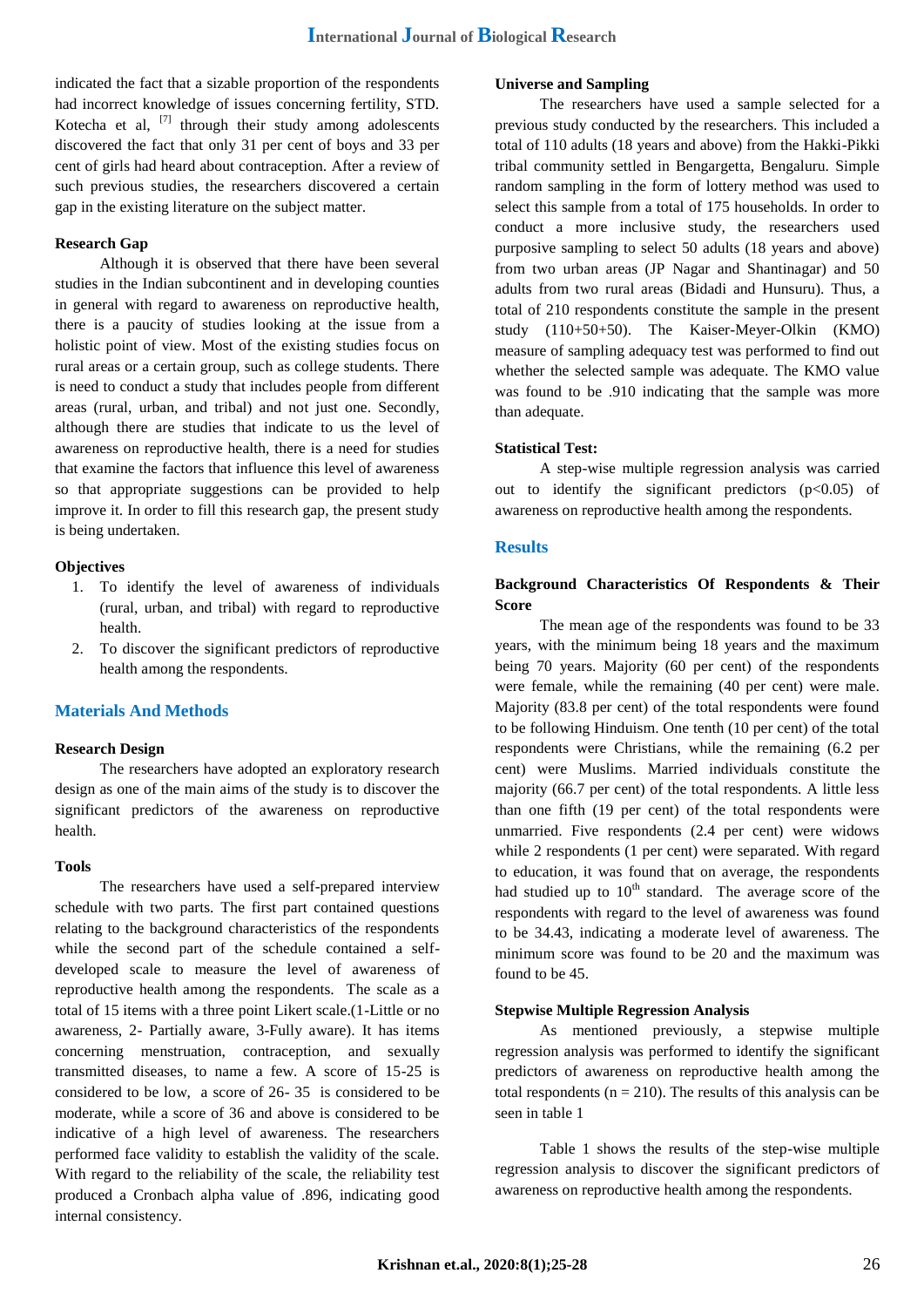indicated the fact that a sizable proportion of the respondents had incorrect knowledge of issues concerning fertility, STD. Kotecha et al, [7] through their study among adolescents discovered the fact that only 31 per cent of boys and 33 per cent of girls had heard about contraception. After a review of such previous studies, the researchers discovered a certain gap in the existing literature on the subject matter.

### Research Gap

Although it is observed that there have been several studies in the Indian subcontinent and in developing counties in general with regard to awareness on reproductive health, there is a paucity of studies looking at the issue from a holistic point of view. Most of the existing studies focus on rural areas or a certain group, such as college students. There is need to conduct a study that includes people from different areas (rural, urban, and tribal) and not just one. Secondly, although there are studies that indicate to us the level of awareness on reproductive health, there is a need for studies that examine the factors that influence this level of awareness so that appropriate suggestions can be provided to help improve it. In order to fill this research gap, the present study is being undertaken.

### Objectives

1. To identify the level of awareness of individuals (rural, urban, and tribal) with regard to reproductive health.
2. To discover the significant predictors of reproductive health among the respondents.

## Materials And Methods

### Research Design

The researchers have adopted an exploratory research design as one of the main aims of the study is to discover the significant predictors of the awareness on reproductive health.

### Tools

The researchers have used a self-prepared interview schedule with two parts. The first part contained questions relating to the background characteristics of the respondents while the second part of the schedule contained a self-developed scale to measure the level of awareness of reproductive health among the respondents. The scale as a total of 15 items with a three point Likert scale.(1-Little or no awareness, 2- Partially aware, 3-Fully aware). It has items concerning menstruation, contraception, and sexually transmitted diseases, to name a few. A score of 15-25 is considered to be low, a score of 26- 35 is considered to be moderate, while a score of 36 and above is considered to be indicative of a high level of awareness. The researchers performed face validity to establish the validity of the scale. With regard to the reliability of the scale, the reliability test produced a Cronbach alpha value of .896, indicating good internal consistency.

### Universe and Sampling

The researchers have used a sample selected for a previous study conducted by the researchers. This included a total of 110 adults (18 years and above) from the Hakki-Pikki tribal community settled in Bengargetta, Bengaluru. Simple random sampling in the form of lottery method was used to select this sample from a total of 175 households. In order to conduct a more inclusive study, the researchers used purposive sampling to select 50 adults (18 years and above) from two urban areas (JP Nagar and Shantinagar) and 50 adults from two rural areas (Bidadi and Hunsuru). Thus, a total of 210 respondents constitute the sample in the present study (110+50+50). The Kaiser-Meyer-Olkin (KMO) measure of sampling adequacy test was performed to find out whether the selected sample was adequate. The KMO value was found to be .910 indicating that the sample was more than adequate.

### Statistical Test:

A step-wise multiple regression analysis was carried out to identify the significant predictors ($p<0.05$) of awareness on reproductive health among the respondents.

## Results

### Background Characteristics Of Respondents & Their Score

The mean age of the respondents was found to be 33 years, with the minimum being 18 years and the maximum being 70 years. Majority (60 per cent) of the respondents were female, while the remaining (40 per cent) were male. Majority (83.8 per cent) of the total respondents were found to be following Hinduism. One tenth (10 per cent) of the total respondents were Christians, while the remaining (6.2 per cent) were Muslims. Married individuals constitute the majority (66.7 per cent) of the total respondents. A little less than one fifth (19 per cent) of the total respondents were unmarried. Five respondents (2.4 per cent) were widows while 2 respondents (1 per cent) were separated. With regard to education, it was found that on average, the respondents had studied up to 10th standard. The average score of the respondents with regard to the level of awareness was found to be 34.43, indicating a moderate level of awareness. The minimum score was found to be 20 and the maximum was found to be 45.

### Stepwise Multiple Regression Analysis

As mentioned previously, a stepwise multiple regression analysis was performed to identify the significant predictors of awareness on reproductive health among the total respondents ($n = 210$). The results of this analysis can be seen in table 1

Table 1 shows the results of the step-wise multiple regression analysis to discover the significant predictors of awareness on reproductive health among the respondents.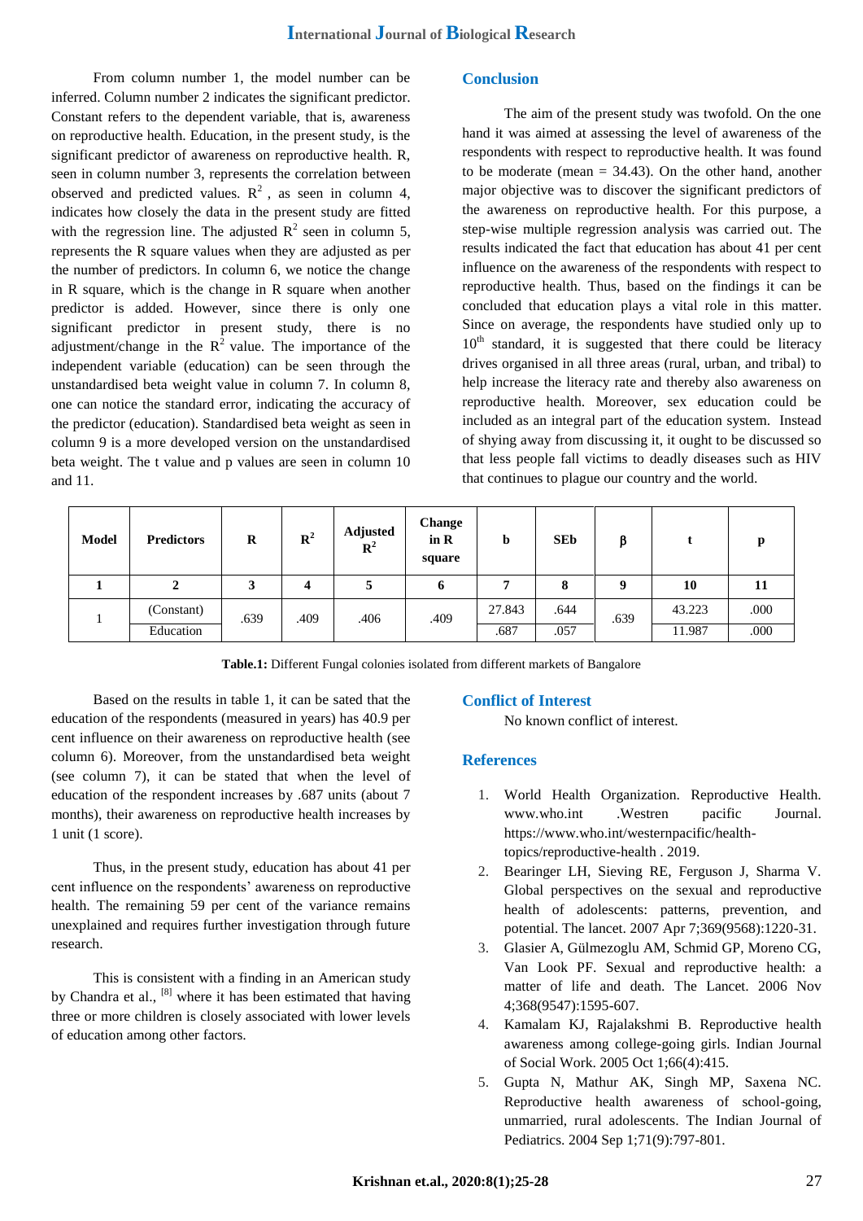From column number 1, the model number can be inferred. Column number 2 indicates the significant predictor. Constant refers to the dependent variable, that is, awareness on reproductive health. Education, in the present study, is the significant predictor of awareness on reproductive health. R, seen in column number 3, represents the correlation between observed and predicted values. $R^2$ , as seen in column 4, indicates how closely the data in the present study are fitted with the regression line. The adjusted $R^2$ seen in column 5, represents the R square values when they are adjusted as per the number of predictors. In column 6, we notice the change in R square, which is the change in R square when another predictor is added. However, since there is only one significant predictor in present study, there is no adjustment/change in the $R^2$ value. The importance of the independent variable (education) can be seen through the unstandardised beta weight value in column 7. In column 8, one can notice the standard error, indicating the accuracy of the predictor (education). Standardised beta weight as seen in column 9 is a more developed version on the unstandardised beta weight. The t value and p values are seen in column 10 and 11.

| Model | Predictors | R | $R^2$ | Adjusted $R^2$ | Change in R square | b | SEb | β | t | p |
|---|---|---|---|---|---|---|---|---|---|---|
| **1** | **2** | **3** | **4** | **5** | **6** | **7** | **8** | **9** | **10** | **11** |
| 1 | (Constant) | .639 | .409 | .406 | .409 | 27.843 | .644 | .639 | 43.223 | .000 |
| | Education | | | | | .687 | .057 | | 11.987 | .000 |

**Table.1:** Different Fungal colonies isolated from different markets of Bangalore

Based on the results in table 1, it can be sated that the education of the respondents (measured in years) has 40.9 per cent influence on their awareness on reproductive health (see column 6). Moreover, from the unstandardised beta weight (see column 7), it can be stated that when the level of education of the respondent increases by .687 units (about 7 months), their awareness on reproductive health increases by 1 unit (1 score).

Thus, in the present study, education has about 41 per cent influence on the respondents' awareness on reproductive health. The remaining 59 per cent of the variance remains unexplained and requires further investigation through future research.

This is consistent with a finding in an American study by Chandra et al., [8] where it has been estimated that having three or more children is closely associated with lower levels of education among other factors.

## Conclusion

The aim of the present study was twofold. On the one hand it was aimed at assessing the level of awareness of the respondents with respect to reproductive health. It was found to be moderate (mean = 34.43). On the other hand, another major objective was to discover the significant predictors of the awareness on reproductive health. For this purpose, a step-wise multiple regression analysis was carried out. The results indicated the fact that education has about 41 per cent influence on the awareness of the respondents with respect to reproductive health. Thus, based on the findings it can be concluded that education plays a vital role in this matter. Since on average, the respondents have studied only up to $10^{th}$ standard, it is suggested that there could be literacy drives organised in all three areas (rural, urban, and tribal) to help increase the literacy rate and thereby also awareness on reproductive health. Moreover, sex education could be included as an integral part of the education system. Instead of shying away from discussing it, it ought to be discussed so that less people fall victims to deadly diseases such as HIV that continues to plague our country and the world.

## Conflict of Interest

No known conflict of interest.

## References

1. World Health Organization. Reproductive Health. www.who.int .Westren pacific Journal. https://www.who.int/westernpacific/health-topics/reproductive-health . 2019.
2. Bearinger LH, Sieving RE, Ferguson J, Sharma V. Global perspectives on the sexual and reproductive health of adolescents: patterns, prevention, and potential. The lancet. 2007 Apr 7;369(9568):1220-31.
3. Glasier A, Gülmezoglu AM, Schmid GP, Moreno CG, Van Look PF. Sexual and reproductive health: a matter of life and death. The Lancet. 2006 Nov 4;368(9547):1595-607.
4. Kamalam KJ, Rajalakshmi B. Reproductive health awareness among college-going girls. Indian Journal of Social Work. 2005 Oct 1;66(4):415.
5. Gupta N, Mathur AK, Singh MP, Saxena NC. Reproductive health awareness of school-going, unmarried, rural adolescents. The Indian Journal of Pediatrics. 2004 Sep 1;71(9):797-801.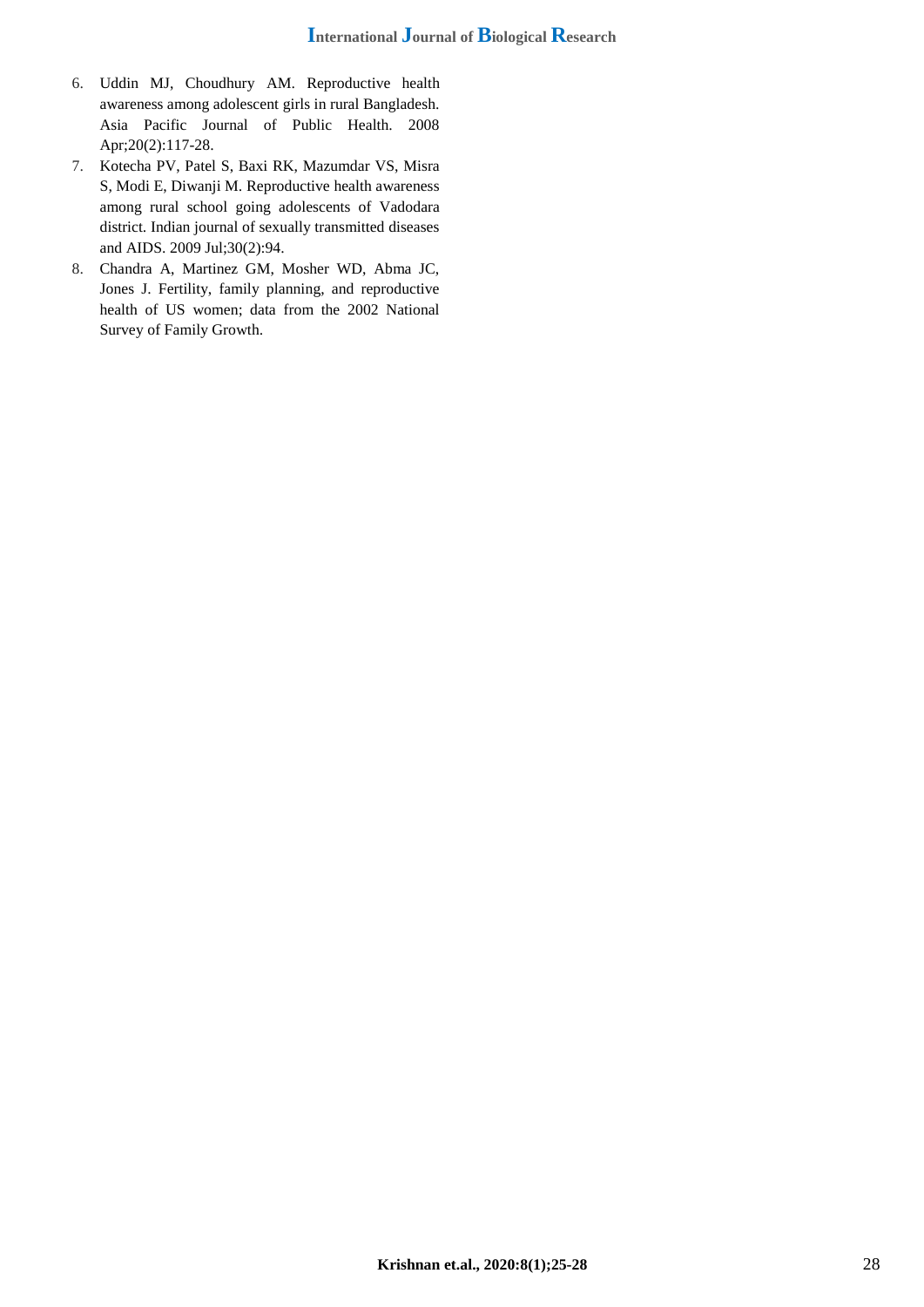6. Uddin MJ, Choudhury AM. Reproductive health awareness among adolescent girls in rural Bangladesh. Asia Pacific Journal of Public Health. 2008 Apr;20(2):117-28.
7. Kotecha PV, Patel S, Baxi RK, Mazumdar VS, Misra S, Modi E, Diwanji M. Reproductive health awareness among rural school going adolescents of Vadodara district. Indian journal of sexually transmitted diseases and AIDS. 2009 Jul;30(2):94.
8. Chandra A, Martinez GM, Mosher WD, Abma JC, Jones J. Fertility, family planning, and reproductive health of US women; data from the 2002 National Survey of Family Growth.